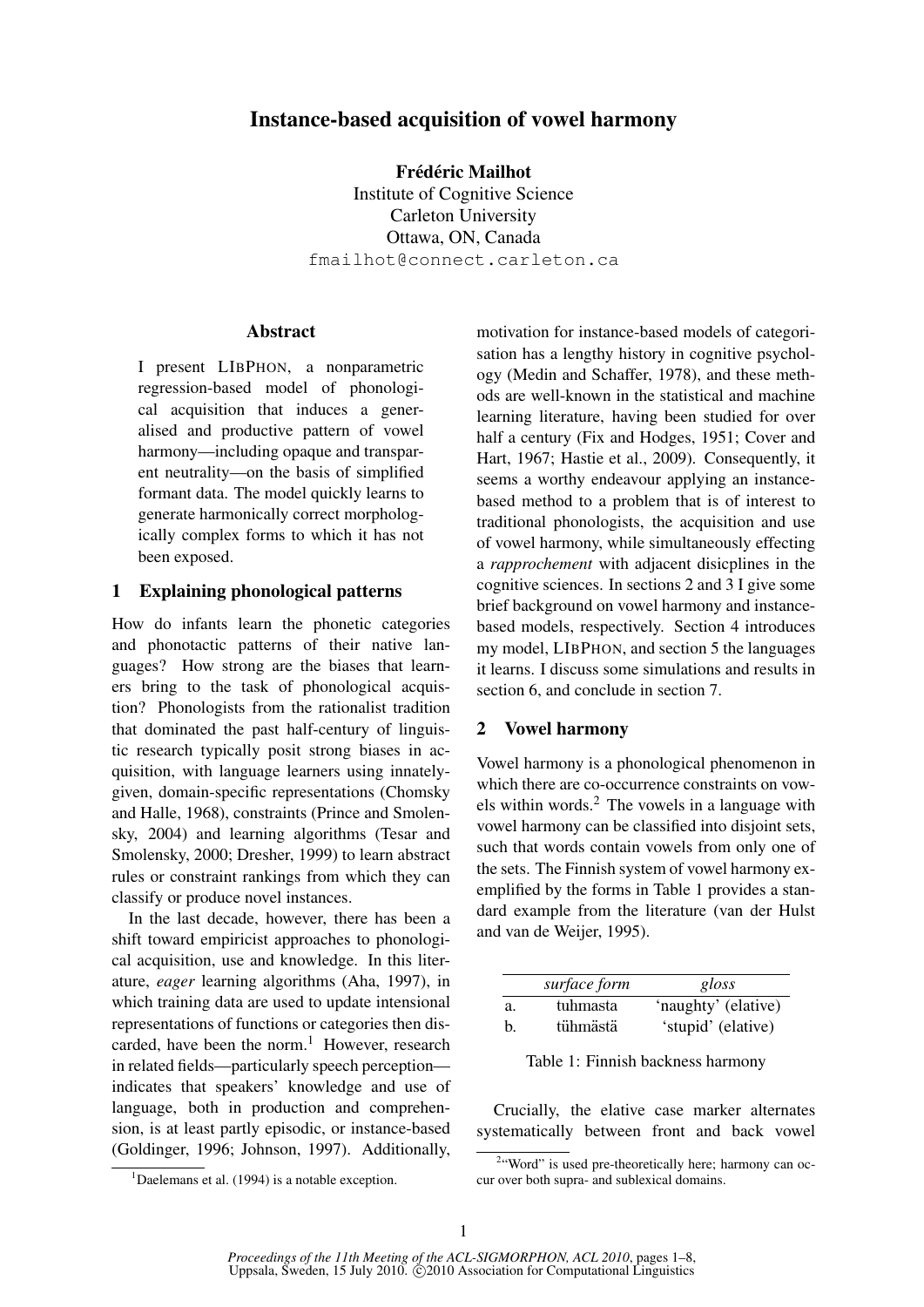# Instance-based acquisition of vowel harmony

**Frédéric Mailhot**
Institute of Cognitive Science
Carleton University
Ottawa, ON, Canada
fmailhot@connect.carleton.ca

## Abstract

I present LIBPHON, a nonparametric regression-based model of phonological acquisition that induces a generalised and productive pattern of vowel harmony—including opaque and transparent neutrality—on the basis of simplified formant data. The model quickly learns to generate harmonically correct morphologically complex forms to which it has not been exposed.

## 1 Explaining phonological patterns

How do infants learn the phonetic categories and phonotactic patterns of their native languages? How strong are the biases that learners bring to the task of phonological acquisition? Phonologists from the rationalist tradition that dominated the past half-century of linguistic research typically posit strong biases in acquisition, with language learners using innately-given, domain-specific representations (Chomsky and Halle, 1968), constraints (Prince and Smolensky, 2004) and learning algorithms (Tesar and Smolensky, 2000; Dresher, 1999) to learn abstract rules or constraint rankings from which they can classify or produce novel instances.

In the last decade, however, there has been a shift toward empiricist approaches to phonological acquisition, use and knowledge. In this literature, *eager* learning algorithms (Aha, 1997), in which training data are used to update intensional representations of functions or categories then discarded, have been the norm.[1] However, research in related fields—particularly speech perception—indicates that speakers' knowledge and use of language, both in production and comprehension, is at least partly episodic, or instance-based (Goldinger, 1996; Johnson, 1997). Additionally, motivation for instance-based models of categorisation has a lengthy history in cognitive psychology (Medin and Schaffer, 1978), and these methods are well-known in the statistical and machine learning literature, having been studied for over half a century (Fix and Hodges, 1951; Cover and Hart, 1967; Hastie et al., 2009). Consequently, it seems a worthy endeavour applying an instance-based method to a problem that is of interest to traditional phonologists, the acquisition and use of vowel harmony, while simultaneously effecting a *rapprochement* with adjacent disicplines in the cognitive sciences. In sections 2 and 3 I give some brief background on vowel harmony and instance-based models, respectively. Section 4 introduces my model, LIBPHON, and section 5 the languages it learns. I discuss some simulations and results in section 6, and conclude in section 7.

[1] Daelemans et al. (1994) is a notable exception.

## 2 Vowel harmony

Vowel harmony is a phonological phenomenon in which there are co-occurrence constraints on vowels within words.[2] The vowels in a language with vowel harmony can be classified into disjoint sets, such that words contain vowels from only one of the sets. The Finnish system of vowel harmony exemplified by the forms in Table 1 provides a standard example from the literature (van der Hulst and van de Weijer, 1995).

| | *surface form* | *gloss* |
|---|---|---|
| a. | tuhmasta | 'naughty' (elative) |
| b. | tühmästä | 'stupid' (elative) |

Table 1: Finnish backness harmony

Crucially, the elative case marker alternates systematically between front and back vowel

[2] "Word" is used pre-theoretically here; harmony can occur over both supra- and sublexical domains.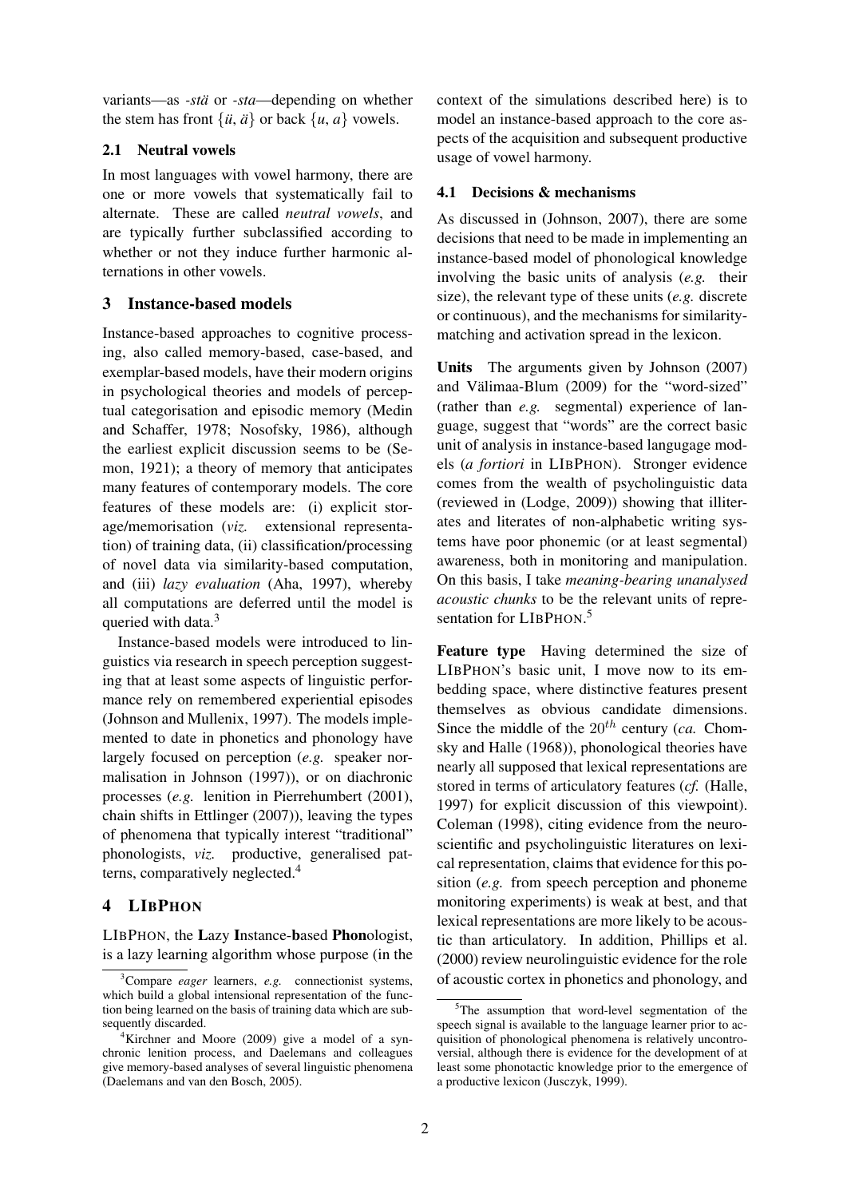variants—as *-stä* or *-sta*—depending on whether the stem has front {*ü*, *ä*} or back {*u*, *a*} vowels.

### 2.1 Neutral vowels

In most languages with vowel harmony, there are one or more vowels that systematically fail to alternate. These are called *neutral vowels*, and are typically further subclassified according to whether or not they induce further harmonic alternations in other vowels.

## 3 Instance-based models

Instance-based approaches to cognitive processing, also called memory-based, case-based, and exemplar-based models, have their modern origins in psychological theories and models of perceptual categorisation and episodic memory (Medin and Schaffer, 1978; Nosofsky, 1986), although the earliest explicit discussion seems to be (Semon, 1921); a theory of memory that anticipates many features of contemporary models. The core features of these models are: (i) explicit storage/memorisation (*viz.* extensional representation) of training data, (ii) classification/processing of novel data via similarity-based computation, and (iii) *lazy evaluation* (Aha, 1997), whereby all computations are deferred until the model is queried with data.[3]

Instance-based models were introduced to linguistics via research in speech perception suggesting that at least some aspects of linguistic performance rely on remembered experiential episodes (Johnson and Mullenix, 1997). The models implemented to date in phonetics and phonology have largely focused on perception (*e.g.* speaker normalisation in Johnson (1997)), or on diachronic processes (*e.g.* lenition in Pierrehumbert (2001), chain shifts in Ettlinger (2007)), leaving the types of phenomena that typically interest "traditional" phonologists, *viz.* productive, generalised patterns, comparatively neglected.[4]

## 4 LIBPHON

LIBPHON, the **L**azy **I**nstance-**b**ased **Phon**ologist, is a lazy learning algorithm whose purpose (in the context of the simulations described here) is to model an instance-based approach to the core aspects of the acquisition and subsequent productive usage of vowel harmony.

### 4.1 Decisions & mechanisms

As discussed in (Johnson, 2007), there are some decisions that need to be made in implementing an instance-based model of phonological knowledge involving the basic units of analysis (*e.g.* their size), the relevant type of these units (*e.g.* discrete or continuous), and the mechanisms for similarity-matching and activation spread in the lexicon.

**Units** The arguments given by Johnson (2007) and Välimaa-Blum (2009) for the "word-sized" (rather than *e.g.* segmental) experience of language, suggest that "words" are the correct basic unit of analysis in instance-based langugage models (*a fortiori* in LIBPHON). Stronger evidence comes from the wealth of psycholinguistic data (reviewed in (Lodge, 2009)) showing that illiterates and literates of non-alphabetic writing systems have poor phonemic (or at least segmental) awareness, both in monitoring and manipulation. On this basis, I take *meaning-bearing unanalysed acoustic chunks* to be the relevant units of representation for LIBPHON.[5]

**Feature type** Having determined the size of LIBPHON's basic unit, I move now to its embedding space, where distinctive features present themselves as obvious candidate dimensions. Since the middle of the $20^{th}$ century (*ca.* Chomsky and Halle (1968)), phonological theories have nearly all supposed that lexical representations are stored in terms of articulatory features (*cf.* (Halle, 1997) for explicit discussion of this viewpoint). Coleman (1998), citing evidence from the neuroscientific and psycholinguistic literatures on lexical representation, claims that evidence for this position (*e.g.* from speech perception and phoneme monitoring experiments) is weak at best, and that lexical representations are more likely to be acoustic than articulatory. In addition, Phillips et al. (2000) review neurolinguistic evidence for the role of acoustic cortex in phonetics and phonology, and

---

[3] Compare *eager* learners, *e.g.* connectionist systems, which build a global intensional representation of the function being learned on the basis of training data which are subsequently discarded.

[4] Kirchner and Moore (2009) give a model of a synchronic lenition process, and Daelemans and colleagues give memory-based analyses of several linguistic phenomena (Daelemans and van den Bosch, 2005).

[5] The assumption that word-level segmentation of the speech signal is available to the language learner prior to acquisition of phonological phenomena is relatively uncontroversial, although there is evidence for the development of at least some phonotactic knowledge prior to the emergence of a productive lexicon (Jusczyk, 1999).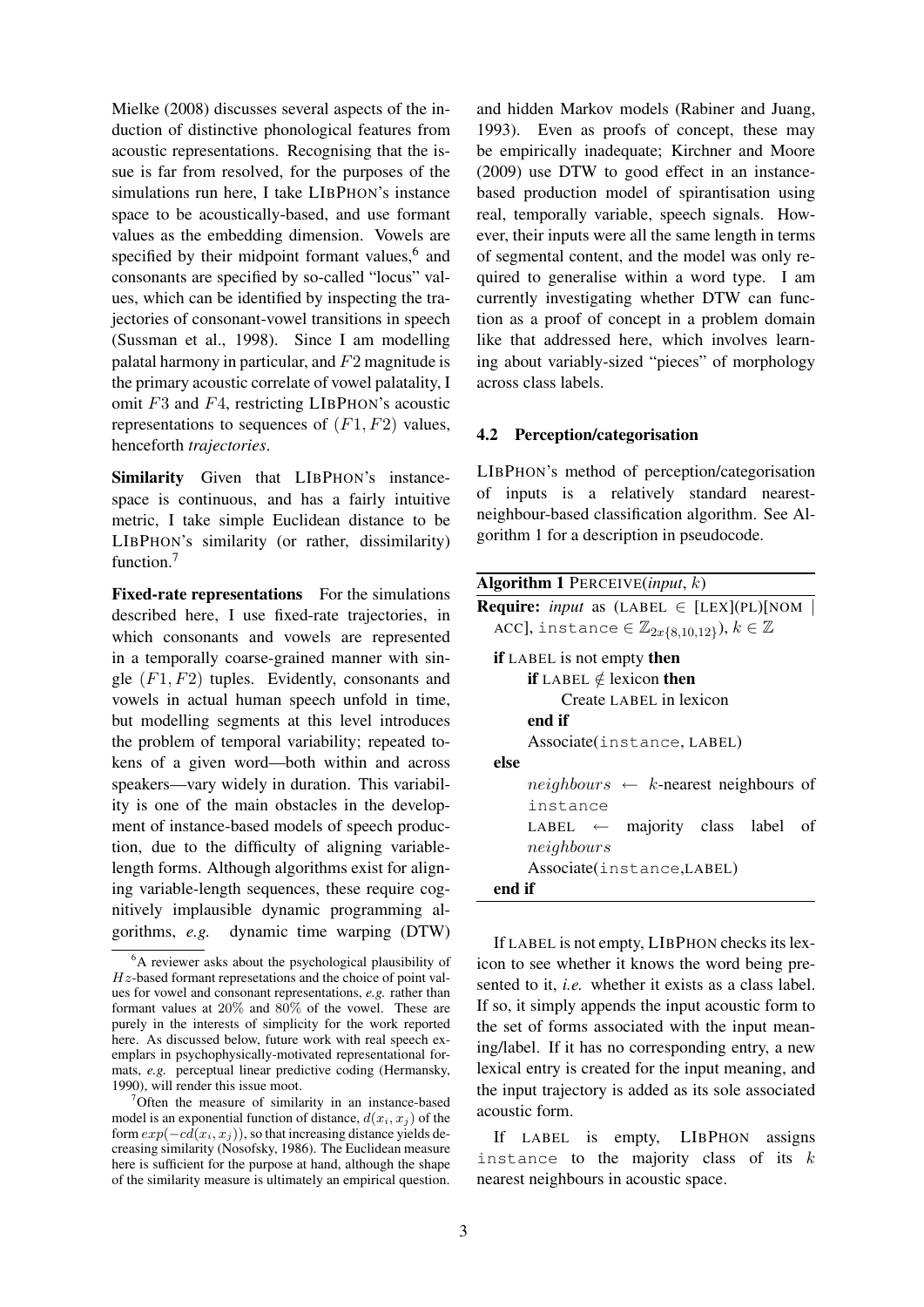Mielke (2008) discusses several aspects of the induction of distinctive phonological features from acoustic representations. Recognising that the issue is far from resolved, for the purposes of the simulations run here, I take LIBPHON's instance space to be acoustically-based, and use formant values as the embedding dimension. Vowels are specified by their midpoint formant values,[6] and consonants are specified by so-called "locus" values, which can be identified by inspecting the trajectories of consonant-vowel transitions in speech (Sussman et al., 1998). Since I am modelling palatal harmony in particular, and $F2$ magnitude is the primary acoustic correlate of vowel palatality, I omit $F3$ and $F4$, restricting LIBPHON's acoustic representations to sequences of $(F1, F2)$ values, henceforth *trajectories*.

**Similarity** Given that LIBPHON's instance-space is continuous, and has a fairly intuitive metric, I take simple Euclidean distance to be LIBPHON's similarity (or rather, dissimilarity) function.[7]

**Fixed-rate representations** For the simulations described here, I use fixed-rate trajectories, in which consonants and vowels are represented in a temporally coarse-grained manner with single $(F1, F2)$ tuples. Evidently, consonants and vowels in actual human speech unfold in time, but modelling segments at this level introduces the problem of temporal variability; repeated tokens of a given word—both within and across speakers—vary widely in duration. This variability is one of the main obstacles in the development of instance-based models of speech production, due to the difficulty of aligning variable-length forms. Although algorithms exist for aligning variable-length sequences, these require cognitively implausible dynamic programming algorithms, *e.g.* dynamic time warping (DTW) and hidden Markov models (Rabiner and Juang, 1993). Even as proofs of concept, these may be empirically inadequate; Kirchner and Moore (2009) use DTW to good effect in an instance-based production model of spirantisation using real, temporally variable, speech signals. However, their inputs were all the same length in terms of segmental content, and the model was only required to generalise within a word type. I am currently investigating whether DTW can function as a proof of concept in a problem domain like that addressed here, which involves learning about variably-sized "pieces" of morphology across class labels.

### 4.2 Perception/categorisation

LIBPHON's method of perception/categorisation of inputs is a relatively standard nearest-neighbour-based classification algorithm. See Algorithm 1 for a description in pseudocode.

**Algorithm 1** PERCEIVE(*input*, $k$)

**Require:** *input* as (LABEL $\in$ [LEX](PL)[NOM | ACC], `instance` $\in \mathbb{Z}_{2x\{8,10,12\}}$), $k \in \mathbb{Z}$

```
if LABEL is not empty then
    if LABEL ∉ lexicon then
        Create LABEL in lexicon
    end if
    Associate(instance, LABEL)
else
    neighbours ← k-nearest neighbours of instance
    LABEL ← majority class label of neighbours
    Associate(instance,LABEL)
end if
```

If LABEL is not empty, LIBPHON checks its lexicon to see whether it knows the word being presented to it, *i.e.* whether it exists as a class label. If so, it simply appends the input acoustic form to the set of forms associated with the input meaning/label. If it has no corresponding entry, a new lexical entry is created for the input meaning, and the input trajectory is added as its sole associated acoustic form.

If LABEL is empty, LIBPHON assigns `instance` to the majority class of its $k$ nearest neighbours in acoustic space.

---

[6] A reviewer asks about the psychological plausibility of $Hz$-based formant represetations and the choice of point values for vowel and consonant representations, *e.g.* rather than formant values at 20% and 80% of the vowel. These are purely in the interests of simplicity for the work reported here. As discussed below, future work with real speech exemplars in psychophysically-motivated representational formats, *e.g.* perceptual linear predictive coding (Hermansky, 1990), will render this issue moot.

[7] Often the measure of similarity in an instance-based model is an exponential function of distance, $d(x_i, x_j)$ of the form $exp(-cd(x_i, x_j))$, so that increasing distance yields decreasing similarity (Nosofsky, 1986). The Euclidean measure here is sufficient for the purpose at hand, although the shape of the similarity measure is ultimately an empirical question.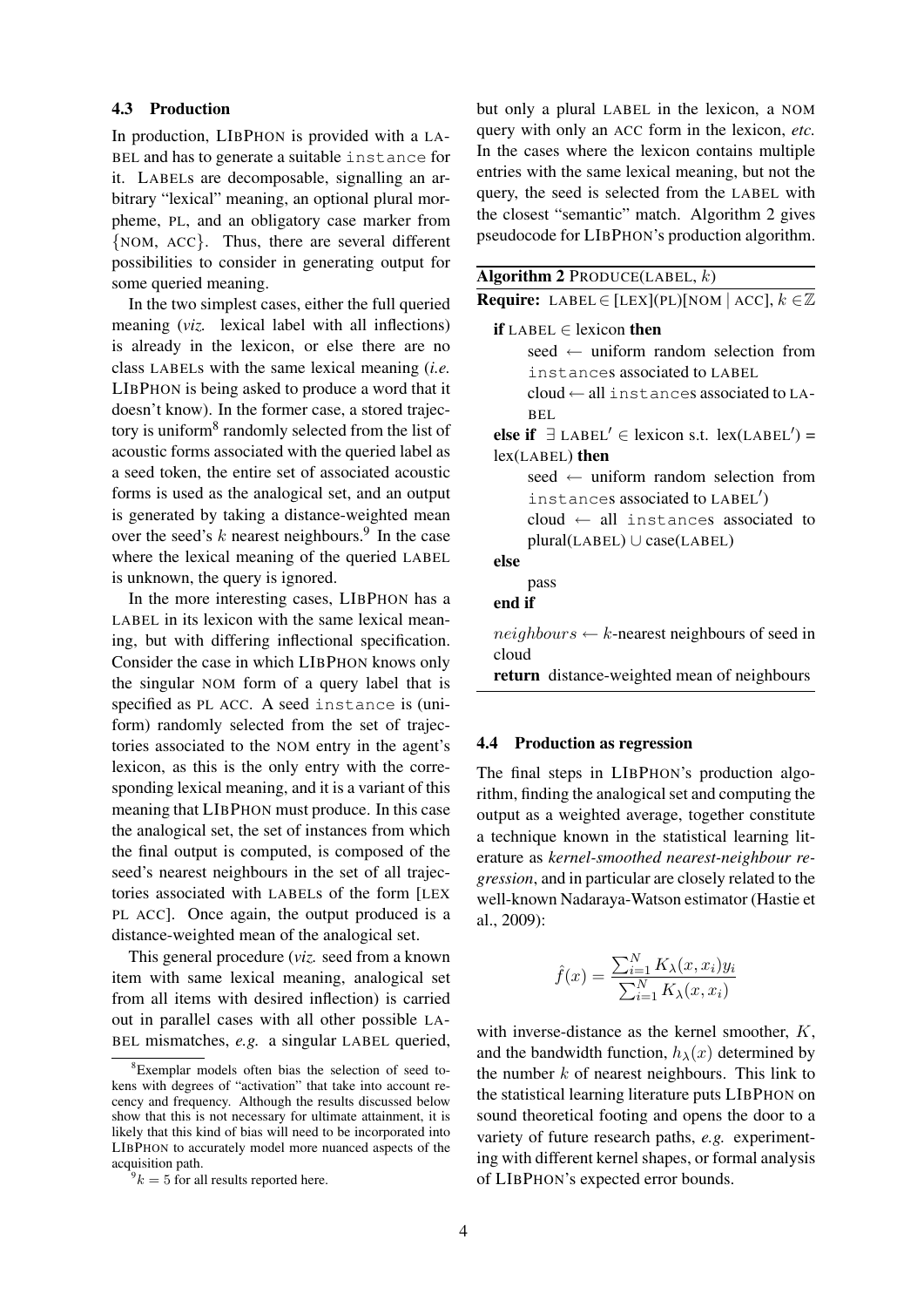### 4.3 Production

In production, LIBPHON is provided with a LABEL and has to generate a suitable `instance` for it. LABELs are decomposable, signalling an arbitrary "lexical" meaning, an optional plural morpheme, PL, and an obligatory case marker from {NOM, ACC}. Thus, there are several different possibilities to consider in generating output for some queried meaning.

In the two simplest cases, either the full queried meaning (*viz.* lexical label with all inflections) is already in the lexicon, or else there are no class LABELs with the same lexical meaning (*i.e.* LIBPHON is being asked to produce a word that it doesn't know). In the former case, a stored trajectory is uniform[8] randomly selected from the list of acoustic forms associated with the queried label as a seed token, the entire set of associated acoustic forms is used as the analogical set, and an output is generated by taking a distance-weighted mean over the seed's $k$ nearest neighbours.[9] In the case where the lexical meaning of the queried LABEL is unknown, the query is ignored.

In the more interesting cases, LIBPHON has a LABEL in its lexicon with the same lexical meaning, but with differing inflectional specification. Consider the case in which LIBPHON knows only the singular NOM form of a query label that is specified as PL ACC. A seed `instance` is (uniform) randomly selected from the set of trajectories associated to the NOM entry in the agent's lexicon, as this is the only entry with the corresponding lexical meaning, and it is a variant of this meaning that LIBPHON must produce. In this case the analogical set, the set of instances from which the final output is computed, is composed of the seed's nearest neighbours in the set of all trajectories associated with LABELs of the form [LEX PL ACC]. Once again, the output produced is a distance-weighted mean of the analogical set.

This general procedure (*viz.* seed from a known item with same lexical meaning, analogical set from all items with desired inflection) is carried out in parallel cases with all other possible LABEL mismatches, *e.g.* a singular LABEL queried, but only a plural LABEL in the lexicon, a NOM query with only an ACC form in the lexicon, *etc.* In the cases where the lexicon contains multiple entries with the same lexical meaning, but not the query, the seed is selected from the LABEL with the closest "semantic" match. Algorithm 2 gives pseudocode for LIBPHON's production algorithm.

**Algorithm 2** PRODUCE(LABEL, $k$)

**Require:** LABEL $\in$ [LEX](PL)[NOM | ACC], $k \in \mathbb{Z}$

**if** LABEL $\in$ lexicon **then**
  seed $\leftarrow$ uniform random selection from `instances` associated to LABEL
  cloud $\leftarrow$ all `instances` associated to LABEL
**else if** $\exists$ LABEL$'$ $\in$ lexicon s.t. lex(LABEL$'$) = lex(LABEL) **then**
  seed $\leftarrow$ uniform random selection from `instances` associated to LABEL$'$)
  cloud $\leftarrow$ all `instances` associated to plural(LABEL) $\cup$ case(LABEL)
**else**
  pass
**end if**
$neighbours \leftarrow k$-nearest neighbours of seed in cloud
**return** distance-weighted mean of neighbours

### 4.4 Production as regression

The final steps in LIBPHON's production algorithm, finding the analogical set and computing the output as a weighted average, together constitute a technique known in the statistical learning literature as *kernel-smoothed nearest-neighbour regression*, and in particular are closely related to the well-known Nadaraya-Watson estimator (Hastie et al., 2009):

$$\hat{f}(x) = \frac{\sum_{i=1}^{N} K_\lambda(x, x_i) y_i}{\sum_{i=1}^{N} K_\lambda(x, x_i)}$$

with inverse-distance as the kernel smoother, $K$, and the bandwidth function, $h_\lambda(x)$ determined by the number $k$ of nearest neighbours. This link to the statistical learning literature puts LIBPHON on sound theoretical footing and opens the door to a variety of future research paths, *e.g.* experimenting with different kernel shapes, or formal analysis of LIBPHON's expected error bounds.

[8] Exemplar models often bias the selection of seed tokens with degrees of "activation" that take into account recency and frequency. Although the results discussed below show that this is not necessary for ultimate attainment, it is likely that this kind of bias will need to be incorporated into LIBPHON to accurately model more nuanced aspects of the acquisition path.

[9] $k = 5$ for all results reported here.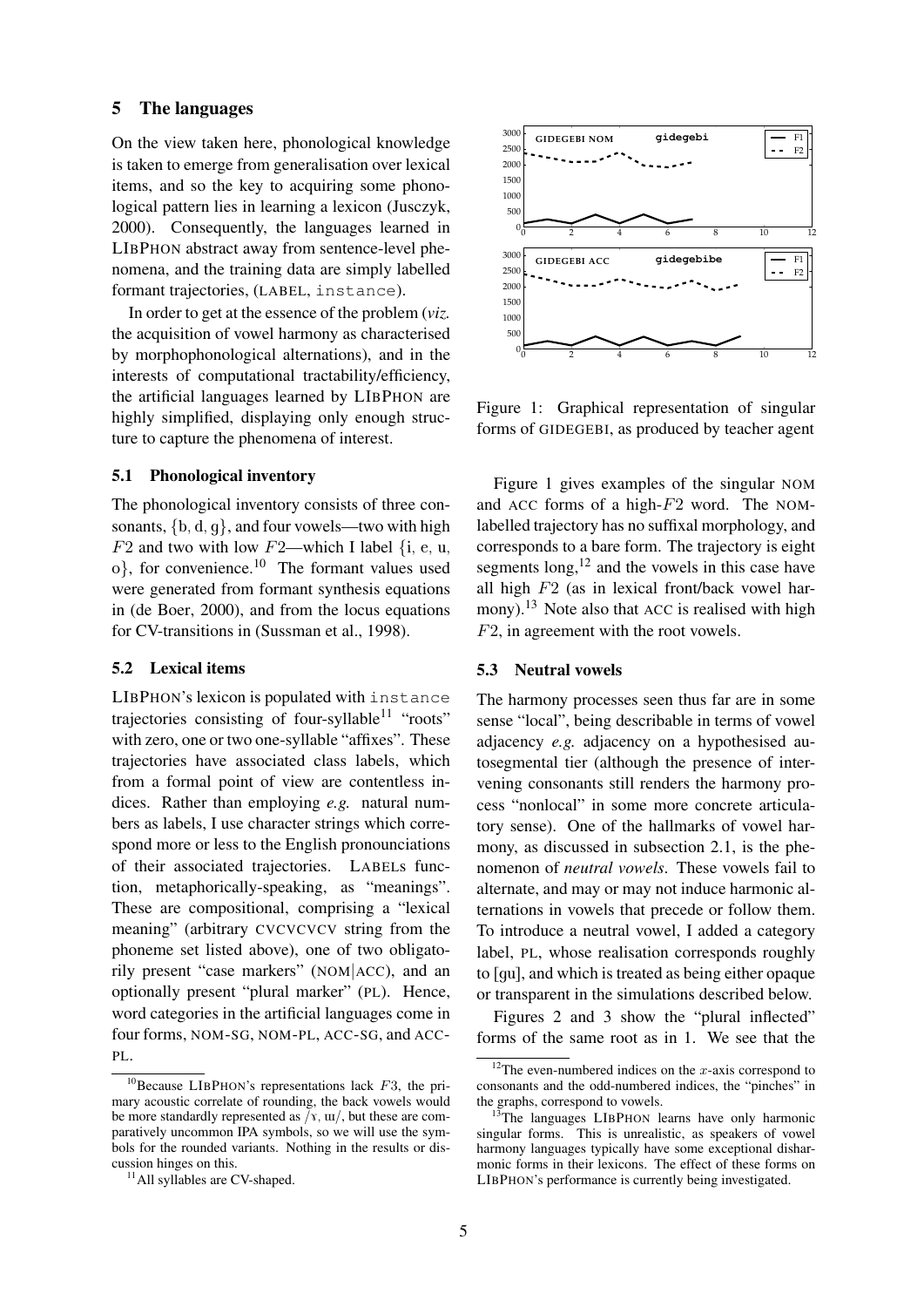## 5 The languages

On the view taken here, phonological knowledge is taken to emerge from generalisation over lexical items, and so the key to acquiring some phonological pattern lies in learning a lexicon (Jusczyk, 2000). Consequently, the languages learned in LIBPHON abstract away from sentence-level phenomena, and the training data are simply labelled formant trajectories, (LABEL, `instance`).

In order to get at the essence of the problem (*viz.* the acquisition of vowel harmony as characterised by morphophonological alternations), and in the interests of computational tractability/efficiency, the artificial languages learned by LIBPHON are highly simplified, displaying only enough structure to capture the phenomena of interest.

### 5.1 Phonological inventory

The phonological inventory consists of three consonants, {b, d, g}, and four vowels—two with high $F2$ and two with low $F2$—which I label {i, e, u, o}, for convenience.[10] The formant values used were generated from formant synthesis equations in (de Boer, 2000), and from the locus equations for CV-transitions in (Sussman et al., 1998).

### 5.2 Lexical items

LIBPHON's lexicon is populated with `instance` trajectories consisting of four-syllable[11] "roots" with zero, one or two one-syllable "affixes". These trajectories have associated class labels, which from a formal point of view are contentless indices. Rather than employing *e.g.* natural numbers as labels, I use character strings which correspond more or less to the English pronounciations of their associated trajectories. LABELs function, metaphorically-speaking, as "meanings". These are compositional, comprising a "lexical meaning" (arbitrary CVCVCVCV string from the phoneme set listed above), one of two obligatorily present "case markers" (NOM|ACC), and an optionally present "plural marker" (PL). Hence, word categories in the artificial languages come in four forms, NOM-SG, NOM-PL, ACC-SG, and ACC-PL.

[10] Because LIBPHON's representations lack $F3$, the primary acoustic correlate of rounding, the back vowels would be more standardly represented as /ɤ, ɯ/, but these are comparatively uncommon IPA symbols, so we will use the symbols for the rounded variants. Nothing in the results or discussion hinges on this.

[11] All syllables are CV-shaped.

Figure 1: Graphical representation of singular forms of GIDEGEBI, as produced by teacher agent

Figure 1 gives examples of the singular NOM and ACC forms of a high-$F2$ word. The NOM-labelled trajectory has no suffixal morphology, and corresponds to a bare form. The trajectory is eight segments long,[12] and the vowels in this case have all high $F2$ (as in lexical front/back vowel harmony).[13] Note also that ACC is realised with high $F2$, in agreement with the root vowels.

### 5.3 Neutral vowels

The harmony processes seen thus far are in some sense "local", being describable in terms of vowel adjacency *e.g.* adjacency on a hypothesised autosegmental tier (although the presence of intervening consonants still renders the harmony process "nonlocal" in some more concrete articulatory sense). One of the hallmarks of vowel harmony, as discussed in subsection 2.1, is the phenomenon of *neutral vowels*. These vowels fail to alternate, and may or may not induce harmonic alternations in vowels that precede or follow them. To introduce a neutral vowel, I added a category label, PL, whose realisation corresponds roughly to [gu], and which is treated as being either opaque or transparent in the simulations described below.

Figures 2 and 3 show the "plural inflected" forms of the same root as in 1. We see that the

[12] The even-numbered indices on the $x$-axis correspond to consonants and the odd-numbered indices, the "pinches" in the graphs, correspond to vowels.

[13] The languages LIBPHON learns have only harmonic singular forms. This is unrealistic, as speakers of vowel harmony languages typically have some exceptional disharmonic forms in their lexicons. The effect of these forms on LIBPHON's performance is currently being investigated.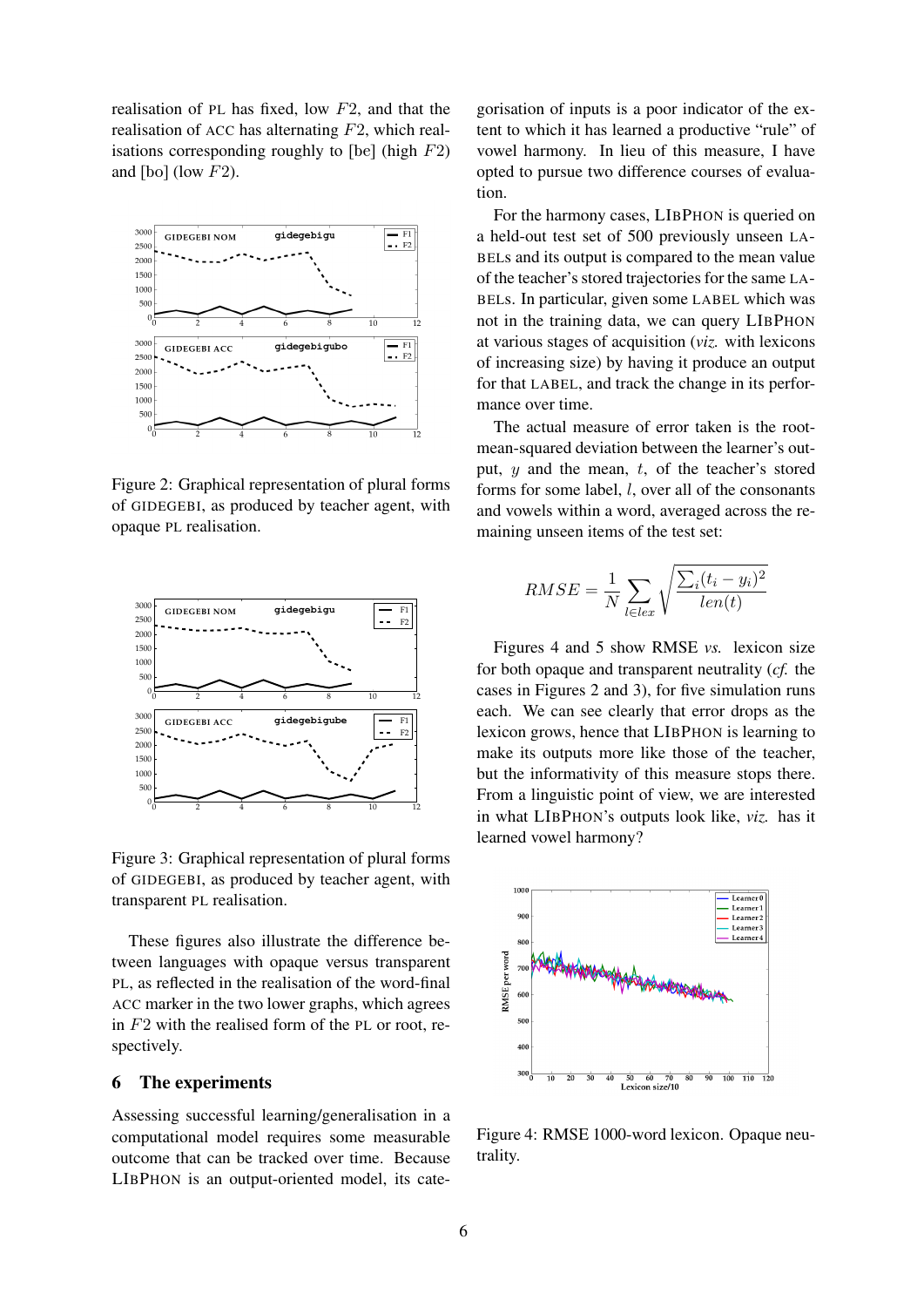realisation of PL has fixed, low $F2$, and that the realisation of ACC has alternating $F2$, which realisations corresponding roughly to [be] (high $F2$) and [bo] (low $F2$).

Figure 2: Graphical representation of plural forms of GIDEGEBI, as produced by teacher agent, with opaque PL realisation.

Figure 3: Graphical representation of plural forms of GIDEGEBI, as produced by teacher agent, with transparent PL realisation.

These figures also illustrate the difference between languages with opaque versus transparent PL, as reflected in the realisation of the word-final ACC marker in the two lower graphs, which agrees in $F2$ with the realised form of the PL or root, respectively.

## 6 The experiments

Assessing successful learning/generalisation in a computational model requires some measurable outcome that can be tracked over time. Because LIBPHON is an output-oriented model, its categorisation of inputs is a poor indicator of the extent to which it has learned a productive "rule" of vowel harmony. In lieu of this measure, I have opted to pursue two difference courses of evaluation.

For the harmony cases, LIBPHON is queried on a held-out test set of 500 previously unseen LABELs and its output is compared to the mean value of the teacher's stored trajectories for the same LABELs. In particular, given some LABEL which was not in the training data, we can query LIBPHON at various stages of acquisition (*viz.* with lexicons of increasing size) by having it produce an output for that LABEL, and track the change in its performance over time.

The actual measure of error taken is the root-mean-squared deviation between the learner's output, $y$ and the mean, $t$, of the teacher's stored forms for some label, $l$, over all of the consonants and vowels within a word, averaged across the remaining unseen items of the test set:

$$RMSE = \frac{1}{N}\sum_{l \in lex}\sqrt{\frac{\sum_i (t_i - y_i)^2}{len(t)}}$$

Figures 4 and 5 show RMSE *vs.* lexicon size for both opaque and transparent neutrality (*cf.* the cases in Figures 2 and 3), for five simulation runs each. We can see clearly that error drops as the lexicon grows, hence that LIBPHON is learning to make its outputs more like those of the teacher, but the informativity of this measure stops there. From a linguistic point of view, we are interested in what LIBPHON's outputs look like, *viz.* has it learned vowel harmony?

Figure 4: RMSE 1000-word lexicon. Opaque neutrality.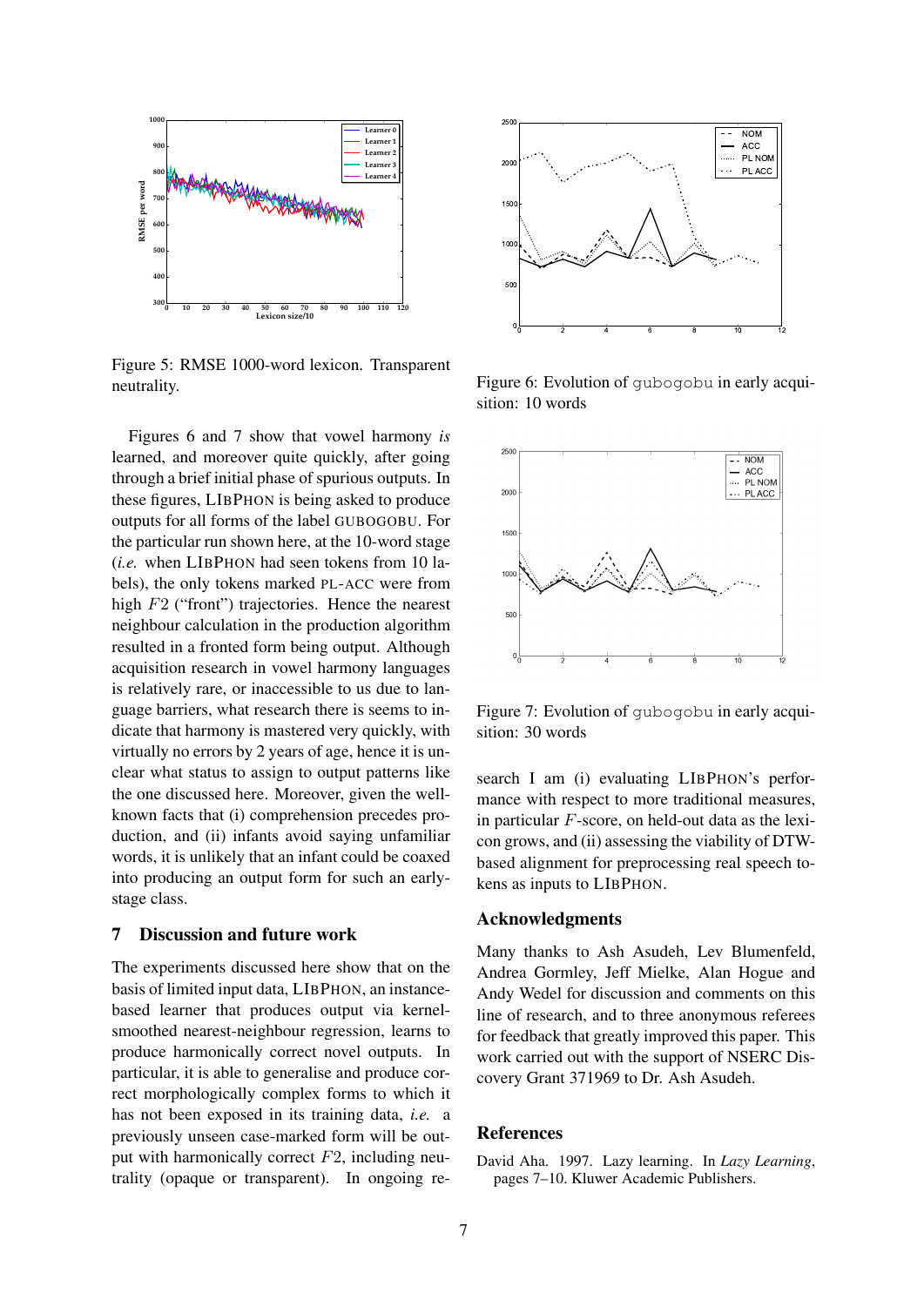Figure 5: RMSE 1000-word lexicon. Transparent neutrality.

Figure 6: Evolution of gubogobu in early acquisition: 10 words

Figure 7: Evolution of gubogobu in early acquisition: 30 words

Figures 6 and 7 show that vowel harmony *is* learned, and moreover quite quickly, after going through a brief initial phase of spurious outputs. In these figures, LIBPHON is being asked to produce outputs for all forms of the label GUBOGOBU. For the particular run shown here, at the 10-word stage (*i.e.* when LIBPHON had seen tokens from 10 labels), the only tokens marked PL-ACC were from high $F2$ ("front") trajectories. Hence the nearest neighbour calculation in the production algorithm resulted in a fronted form being output. Although acquisition research in vowel harmony languages is relatively rare, or inaccessible to us due to language barriers, what research there is seems to indicate that harmony is mastered very quickly, with virtually no errors by 2 years of age, hence it is unclear what status to assign to output patterns like the one discussed here. Moreover, given the well-known facts that (i) comprehension precedes production, and (ii) infants avoid saying unfamiliar words, it is unlikely that an infant could be coaxed into producing an output form for such an early-stage class.

## 7 Discussion and future work

The experiments discussed here show that on the basis of limited input data, LIBPHON, an instance-based learner that produces output via kernel-smoothed nearest-neighbour regression, learns to produce harmonically correct novel outputs. In particular, it is able to generalise and produce correct morphologically complex forms to which it has not been exposed in its training data, *i.e.* a previously unseen case-marked form will be output with harmonically correct $F2$, including neutrality (opaque or transparent). In ongoing research I am (i) evaluating LIBPHON's performance with respect to more traditional measures, in particular $F$-score, on held-out data as the lexicon grows, and (ii) assessing the viability of DTW-based alignment for preprocessing real speech tokens as inputs to LIBPHON.

## Acknowledgments

Many thanks to Ash Asudeh, Lev Blumenfeld, Andrea Gormley, Jeff Mielke, Alan Hogue and Andy Wedel for discussion and comments on this line of research, and to three anonymous referees for feedback that greatly improved this paper. This work carried out with the support of NSERC Discovery Grant 371969 to Dr. Ash Asudeh.

## References

David Aha. 1997. Lazy learning. In *Lazy Learning*, pages 7–10. Kluwer Academic Publishers.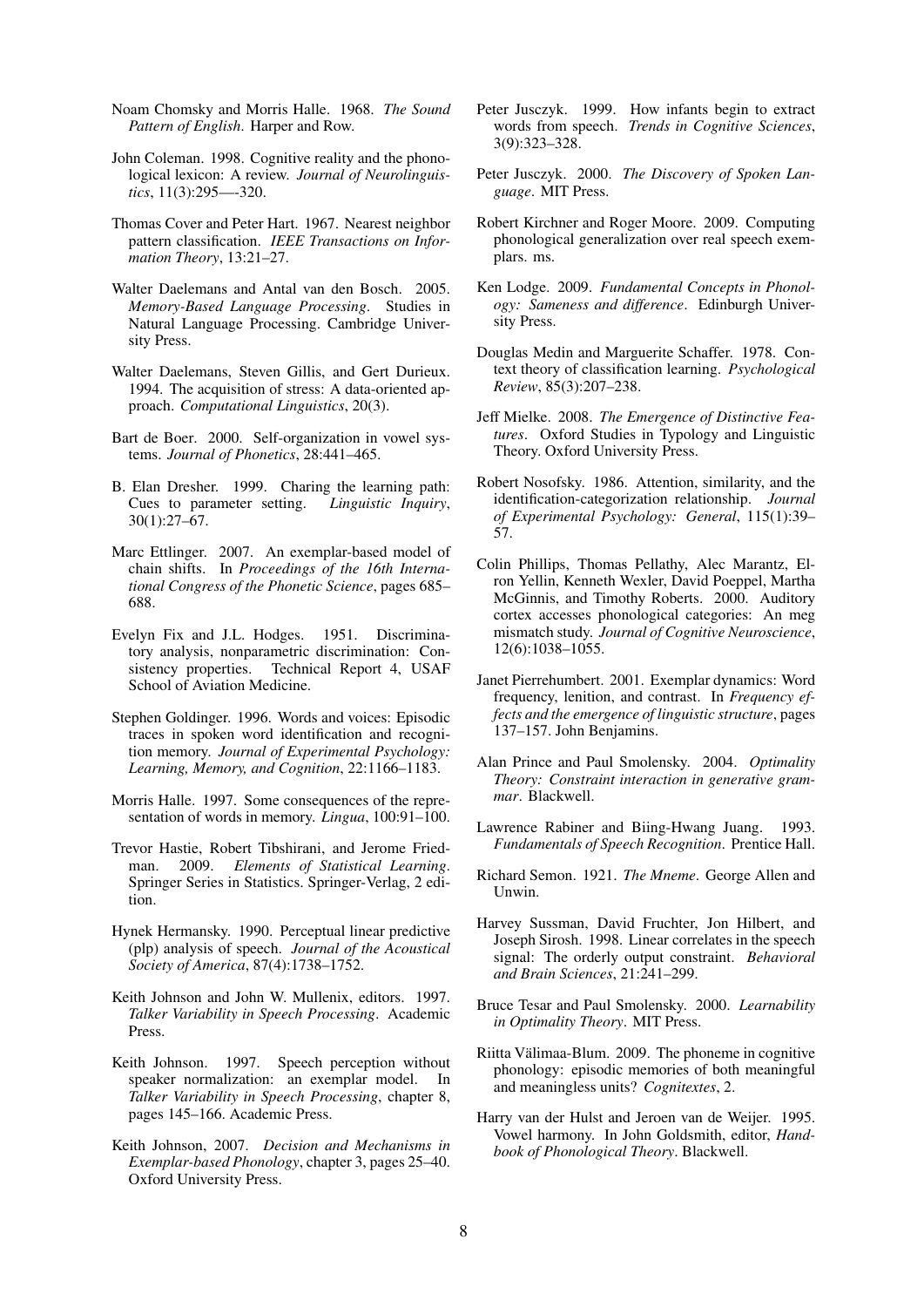Noam Chomsky and Morris Halle. 1968. *The Sound Pattern of English*. Harper and Row.

John Coleman. 1998. Cognitive reality and the phonological lexicon: A review. *Journal of Neurolinguistics*, 11(3):295—-320.

Thomas Cover and Peter Hart. 1967. Nearest neighbor pattern classification. *IEEE Transactions on Information Theory*, 13:21–27.

Walter Daelemans and Antal van den Bosch. 2005. *Memory-Based Language Processing*. Studies in Natural Language Processing. Cambridge University Press.

Walter Daelemans, Steven Gillis, and Gert Durieux. 1994. The acquisition of stress: A data-oriented approach. *Computational Linguistics*, 20(3).

Bart de Boer. 2000. Self-organization in vowel systems. *Journal of Phonetics*, 28:441–465.

B. Elan Dresher. 1999. Charing the learning path: Cues to parameter setting. *Linguistic Inquiry*, 30(1):27–67.

Marc Ettlinger. 2007. An exemplar-based model of chain shifts. In *Proceedings of the 16th International Congress of the Phonetic Science*, pages 685–688.

Evelyn Fix and J.L. Hodges. 1951. Discriminatory analysis, nonparametric discrimination: Consistency properties. Technical Report 4, USAF School of Aviation Medicine.

Stephen Goldinger. 1996. Words and voices: Episodic traces in spoken word identification and recognition memory. *Journal of Experimental Psychology: Learning, Memory, and Cognition*, 22:1166–1183.

Morris Halle. 1997. Some consequences of the representation of words in memory. *Lingua*, 100:91–100.

Trevor Hastie, Robert Tibshirani, and Jerome Friedman. 2009. *Elements of Statistical Learning*. Springer Series in Statistics. Springer-Verlag, 2 edition.

Hynek Hermansky. 1990. Perceptual linear predictive (plp) analysis of speech. *Journal of the Acoustical Society of America*, 87(4):1738–1752.

Keith Johnson and John W. Mullenix, editors. 1997. *Talker Variability in Speech Processing*. Academic Press.

Keith Johnson. 1997. Speech perception without speaker normalization: an exemplar model. In *Talker Variability in Speech Processing*, chapter 8, pages 145–166. Academic Press.

Keith Johnson, 2007. *Decision and Mechanisms in Exemplar-based Phonology*, chapter 3, pages 25–40. Oxford University Press.

Peter Jusczyk. 1999. How infants begin to extract words from speech. *Trends in Cognitive Sciences*, 3(9):323–328.

Peter Jusczyk. 2000. *The Discovery of Spoken Language*. MIT Press.

Robert Kirchner and Roger Moore. 2009. Computing phonological generalization over real speech exemplars. ms.

Ken Lodge. 2009. *Fundamental Concepts in Phonology: Sameness and difference*. Edinburgh University Press.

Douglas Medin and Marguerite Schaffer. 1978. Context theory of classification learning. *Psychological Review*, 85(3):207–238.

Jeff Mielke. 2008. *The Emergence of Distinctive Features*. Oxford Studies in Typology and Linguistic Theory. Oxford University Press.

Robert Nosofsky. 1986. Attention, similarity, and the identification-categorization relationship. *Journal of Experimental Psychology: General*, 115(1):39–57.

Colin Phillips, Thomas Pellathy, Alec Marantz, Elron Yellin, Kenneth Wexler, David Poeppel, Martha McGinnis, and Timothy Roberts. 2000. Auditory cortex accesses phonological categories: An meg mismatch study. *Journal of Cognitive Neuroscience*, 12(6):1038–1055.

Janet Pierrehumbert. 2001. Exemplar dynamics: Word frequency, lenition, and contrast. In *Frequency effects and the emergence of linguistic structure*, pages 137–157. John Benjamins.

Alan Prince and Paul Smolensky. 2004. *Optimality Theory: Constraint interaction in generative grammar*. Blackwell.

Lawrence Rabiner and Biing-Hwang Juang. 1993. *Fundamentals of Speech Recognition*. Prentice Hall.

Richard Semon. 1921. *The Mneme*. George Allen and Unwin.

Harvey Sussman, David Fruchter, Jon Hilbert, and Joseph Sirosh. 1998. Linear correlates in the speech signal: The orderly output constraint. *Behavioral and Brain Sciences*, 21:241–299.

Bruce Tesar and Paul Smolensky. 2000. *Learnability in Optimality Theory*. MIT Press.

Riitta Välimaa-Blum. 2009. The phoneme in cognitive phonology: episodic memories of both meaningful and meaningless units? *Cognitextes*, 2.

Harry van der Hulst and Jeroen van de Weijer. 1995. Vowel harmony. In John Goldsmith, editor, *Handbook of Phonological Theory*. Blackwell.